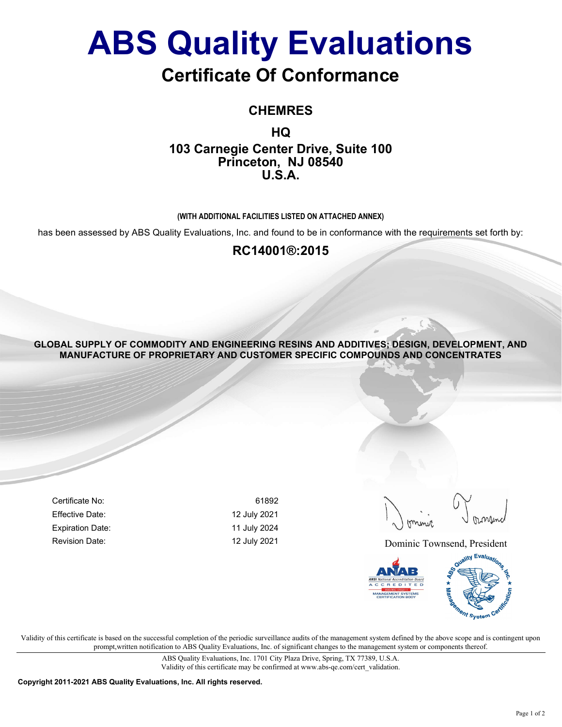# ABS Quality Evaluations

## Certificate Of Conformance

### CHEMRES

**HQ**
**103 Carnegie Center Drive, Suite 100**
**Princeton, NJ 08540**
**U.S.A.**

**(WITH ADDITIONAL FACILITIES LISTED ON ATTACHED ANNEX)**

has been assessed by ABS Quality Evaluations, Inc. and found to be in conformance with the requirements set forth by:

### RC14001®:2015

**GLOBAL SUPPLY OF COMMODITY AND ENGINEERING RESINS AND ADDITIVES; DESIGN, DEVELOPMENT, AND MANUFACTURE OF PROPRIETARY AND CUSTOMER SPECIFIC COMPOUNDS AND CONCENTRATES**

| | |
|---|---|
| Certificate No: | 61892 |
| Effective Date: | 12 July 2021 |
| Expiration Date: | 11 July 2024 |
| Revision Date: | 12 July 2021 |

Dominic Townsend, President

ANAB ANSI National Accreditation Board ACCREDITED ISO/IEC 17021 MANAGEMENT SYSTEMS CERTIFICATION BODY

ABS Quality Evaluations, Inc. Management System Certification

Validity of this certificate is based on the successful completion of the periodic surveillance audits of the management system defined by the above scope and is contingent upon prompt,written notification to ABS Quality Evaluations, Inc. of significant changes to the management system or components thereof.

ABS Quality Evaluations, Inc. 1701 City Plaza Drive, Spring, TX 77389, U.S.A.
Validity of this certificate may be confirmed at www.abs-qe.com/cert_validation.

**Copyright 2011-2021 ABS Quality Evaluations, Inc. All rights reserved.**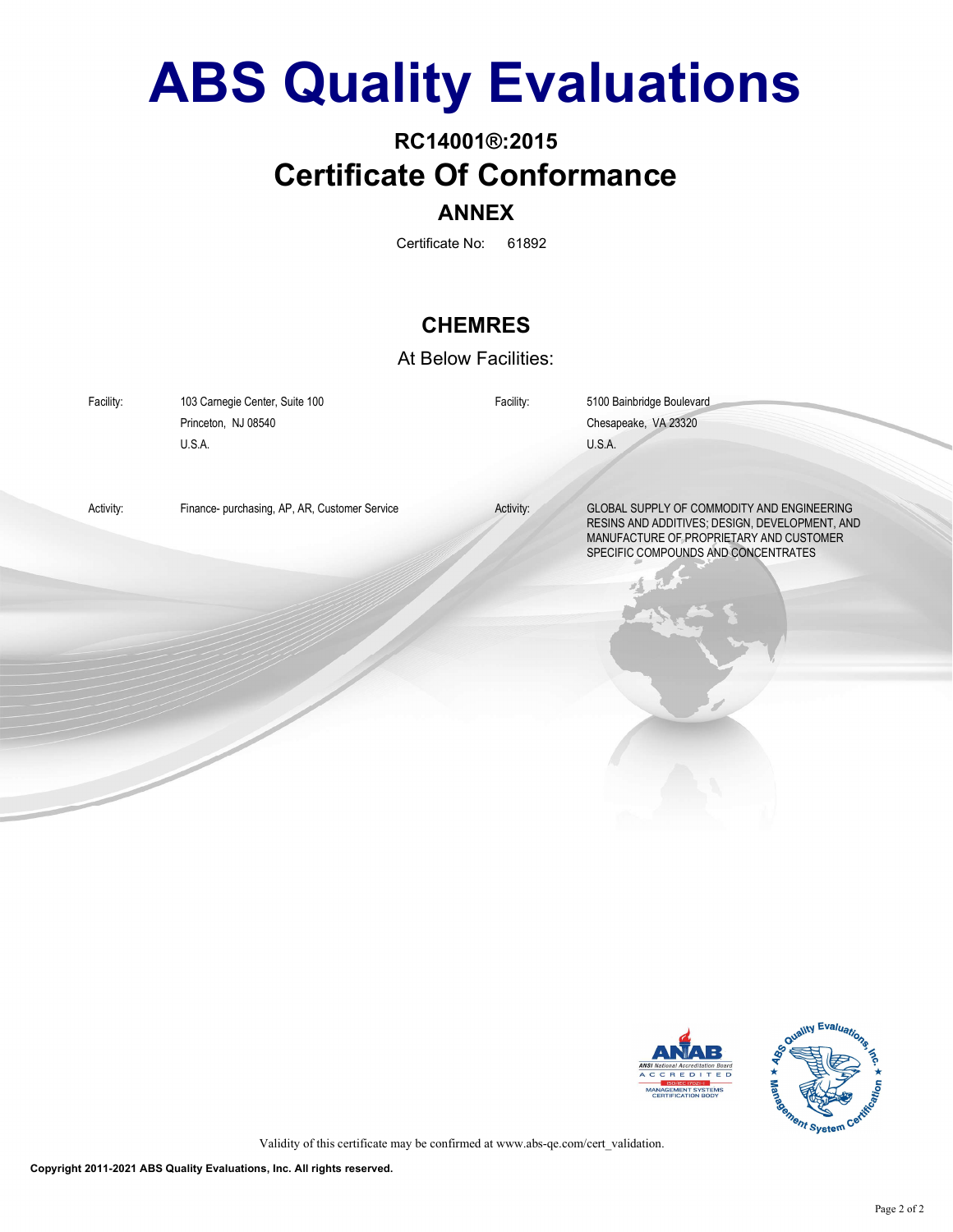# ABS Quality Evaluations

## RC14001®:2015

## Certificate Of Conformance

### ANNEX

Certificate No: 61892

### CHEMRES

At Below Facilities:

| | | | |
|---|---|---|---|
| Facility: | 103 Carnegie Center, Suite 100<br>Princeton, NJ 08540<br>U.S.A. | Facility: | 5100 Bainbridge Boulevard<br>Chesapeake, VA 23320<br>U.S.A. |
| Activity: | Finance- purchasing, AP, AR, Customer Service | Activity: | GLOBAL SUPPLY OF COMMODITY AND ENGINEERING RESINS AND ADDITIVES; DESIGN, DEVELOPMENT, AND MANUFACTURE OF PROPRIETARY AND CUSTOMER SPECIFIC COMPOUNDS AND CONCENTRATES |

Validity of this certificate may be confirmed at www.abs-qe.com/cert_validation.

**Copyright 2011-2021 ABS Quality Evaluations, Inc. All rights reserved.**